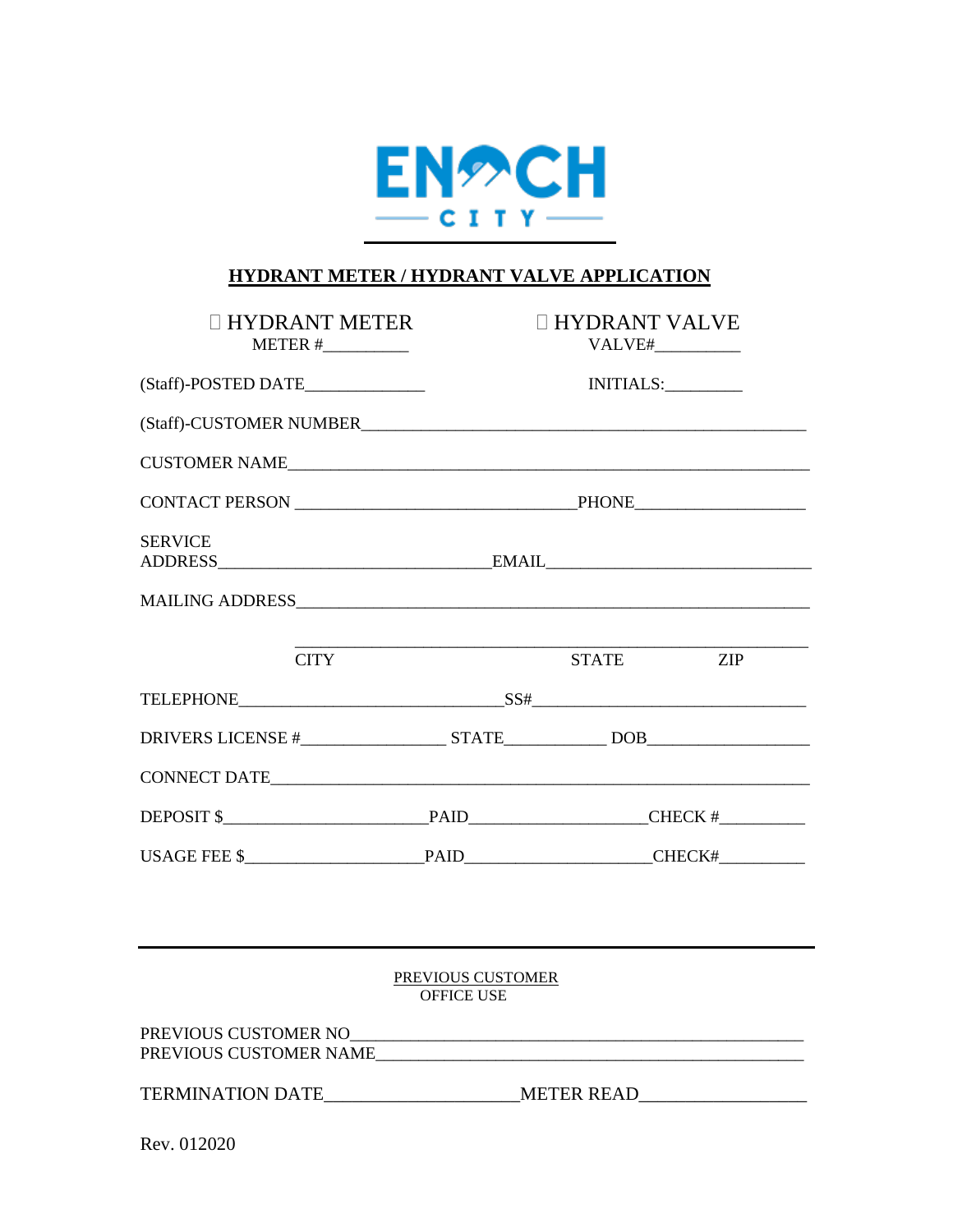ENOCH CITY

## HYDRANT METER / HYDRANT VALVE APPLICATION

☐ HYDRANT METER
METER #__________

☐ HYDRANT VALVE
VALVE#__________

(Staff)-POSTED DATE______________ INITIALS:_________

(Staff)-CUSTOMER NUMBER_____________________________________________________

CUSTOMER NAME_______________________________________________________________

CONTACT PERSON ________________________________PHONE___________________

SERVICE ADDRESS______________________________EMAIL____________________________

MAILING ADDRESS_____________________________________________________________

_____________________________________________________________
CITY STATE ZIP

TELEPHONE_____________________________SS#______________________________

DRIVERS LICENSE #________________ STATE___________ DOB__________________

CONNECT DATE________________________________________________________________

DEPOSIT $_______________________PAID___________________CHECK #_________

USAGE FEE $____________________PAID____________________CHECK#_________

---

PREVIOUS CUSTOMER
OFFICE USE

PREVIOUS CUSTOMER NO__________________________________________________
PREVIOUS CUSTOMER NAME_______________________________________________

TERMINATION DATE____________________METER READ_________________

Rev. 012020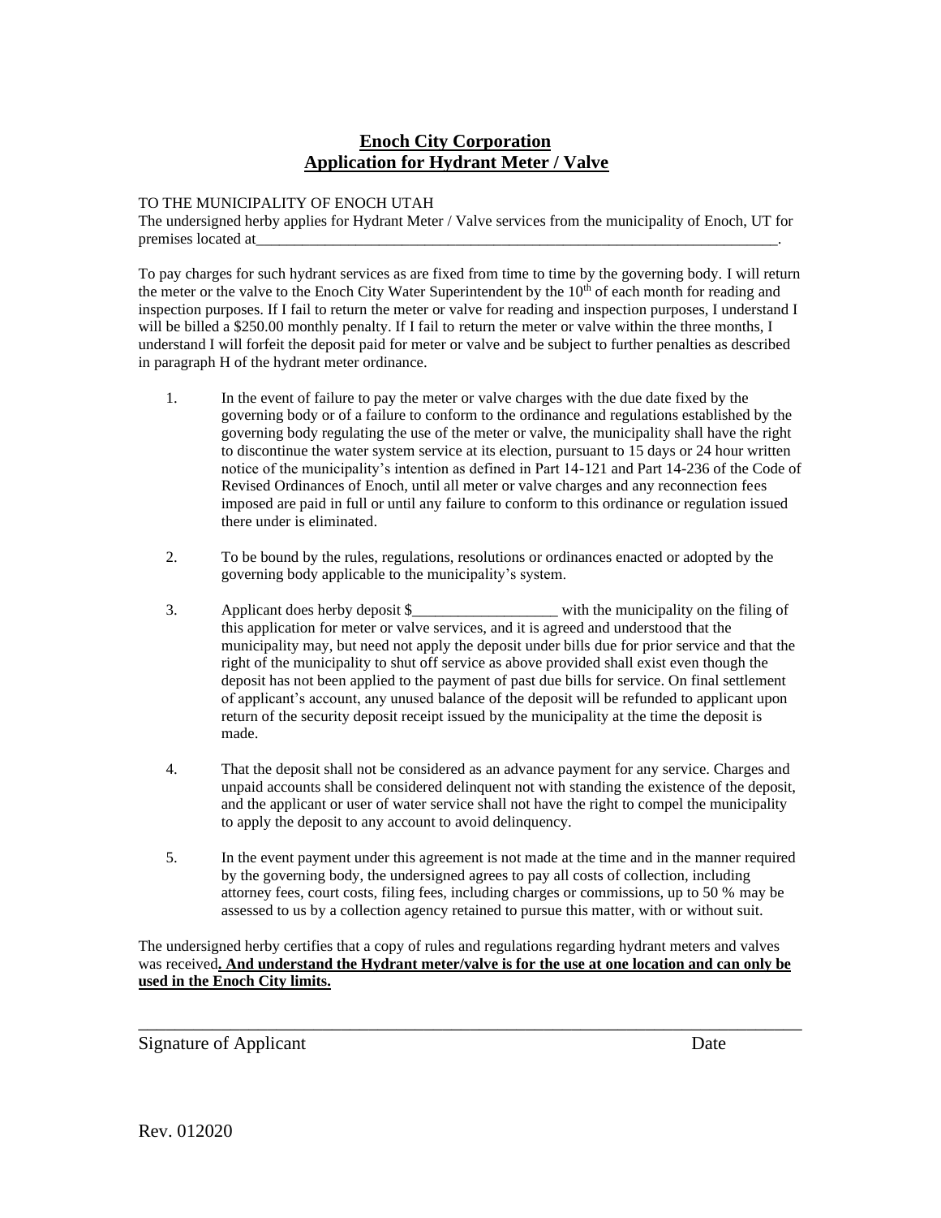# **Enoch City Corporation**
# **Application for Hydrant Meter / Valve**

TO THE MUNICIPALITY OF ENOCH UTAH
The undersigned herby applies for Hydrant Meter / Valve services from the municipality of Enoch, UT for premises located at_______________________________________________________________________.

To pay charges for such hydrant services as are fixed from time to time by the governing body. I will return the meter or the valve to the Enoch City Water Superintendent by the 10th of each month for reading and inspection purposes. If I fail to return the meter or valve for reading and inspection purposes, I understand I will be billed a $250.00 monthly penalty. If I fail to return the meter or valve within the three months, I understand I will forfeit the deposit paid for meter or valve and be subject to further penalties as described in paragraph H of the hydrant meter ordinance.

1. In the event of failure to pay the meter or valve charges with the due date fixed by the governing body or of a failure to conform to the ordinance and regulations established by the governing body regulating the use of the meter or valve, the municipality shall have the right to discontinue the water system service at its election, pursuant to 15 days or 24 hour written notice of the municipality's intention as defined in Part 14-121 and Part 14-236 of the Code of Revised Ordinances of Enoch, until all meter or valve charges and any reconnection fees imposed are paid in full or until any failure to conform to this ordinance or regulation issued there under is eliminated.

2. To be bound by the rules, regulations, resolutions or ordinances enacted or adopted by the governing body applicable to the municipality's system.

3. Applicant does herby deposit $___________________ with the municipality on the filing of this application for meter or valve services, and it is agreed and understood that the municipality may, but need not apply the deposit under bills due for prior service and that the right of the municipality to shut off service as above provided shall exist even though the deposit has not been applied to the payment of past due bills for service. On final settlement of applicant's account, any unused balance of the deposit will be refunded to applicant upon return of the security deposit receipt issued by the municipality at the time the deposit is made.

4. That the deposit shall not be considered as an advance payment for any service. Charges and unpaid accounts shall be considered delinquent not with standing the existence of the deposit, and the applicant or user of water service shall not have the right to compel the municipality to apply the deposit to any account to avoid delinquency.

5. In the event payment under this agreement is not made at the time and in the manner required by the governing body, the undersigned agrees to pay all costs of collection, including attorney fees, court costs, filing fees, including charges or commissions, up to 50 % may be assessed to us by a collection agency retained to pursue this matter, with or without suit.

The undersigned herby certifies that a copy of rules and regulations regarding hydrant meters and valves was received**. And understand the Hydrant meter/valve is for the use at one location and can only be used in the Enoch City limits.**

_______________________________________________________________________________

Signature of Applicant Date

Rev. 012020